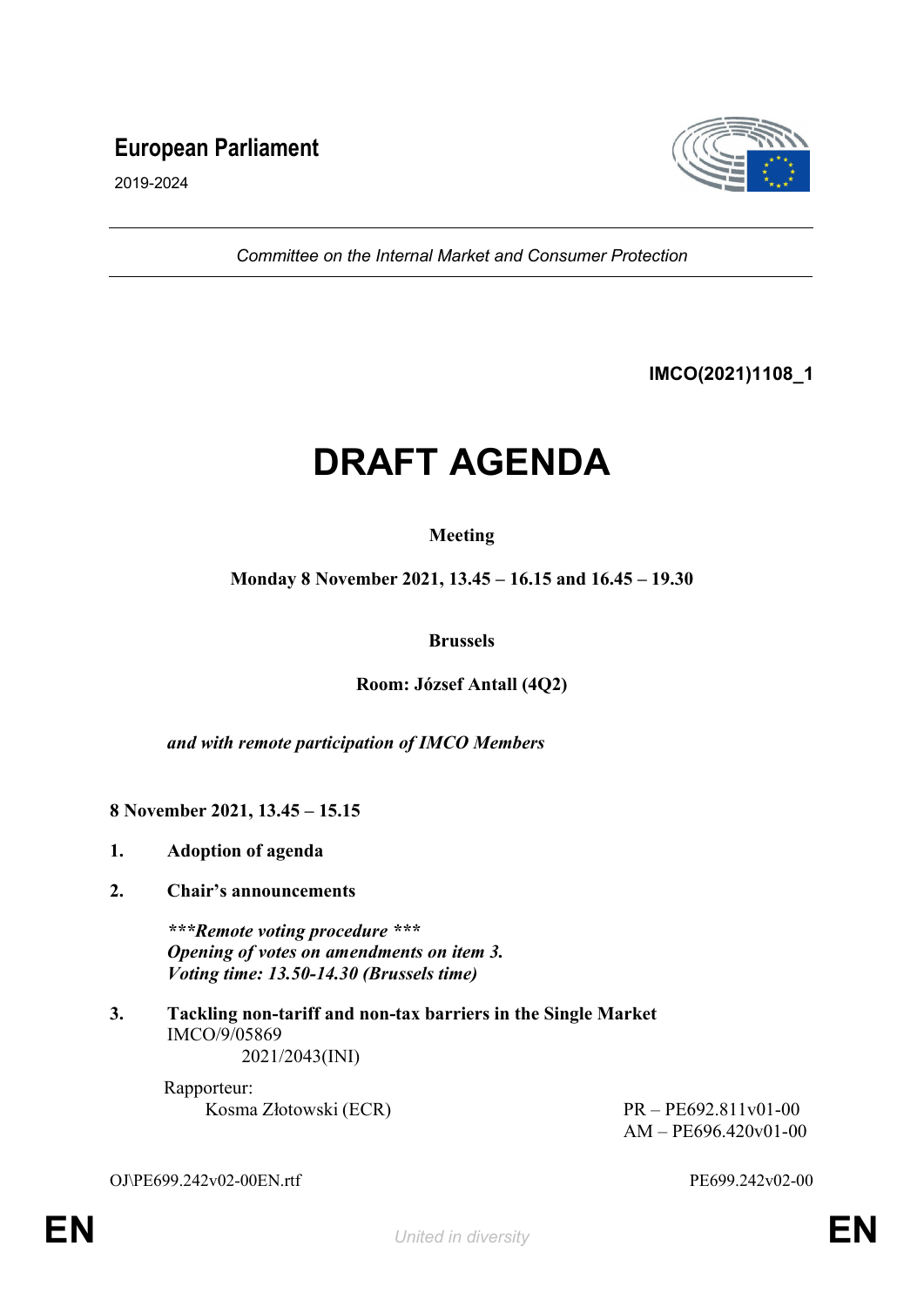# European Parliament

2019-2024

*Committee on the Internal Market and Consumer Protection*

**IMCO(2021)1108_1**

# DRAFT AGENDA

**Meeting**

**Monday 8 November 2021, 13.45 – 16.15 and 16.45 – 19.30**

**Brussels**

**Room: József Antall (4Q2)**

***and with remote participation of IMCO Members***

**8 November 2021, 13.45 – 15.15**

1. **Adoption of agenda**

2. **Chair's announcements**

   ****\*\*\*Remote voting procedure \*\*\****
   ***Opening of votes on amendments on item 3.***
   ***Voting time: 13.50-14.30 (Brussels time)***

3. **Tackling non-tariff and non-tax barriers in the Single Market**
   IMCO/9/05869
   2021/2043(INI)

   Rapporteur:
   Kosma Złotowski (ECR)

   PR – PE692.811v01-00
   AM – PE696.420v01-00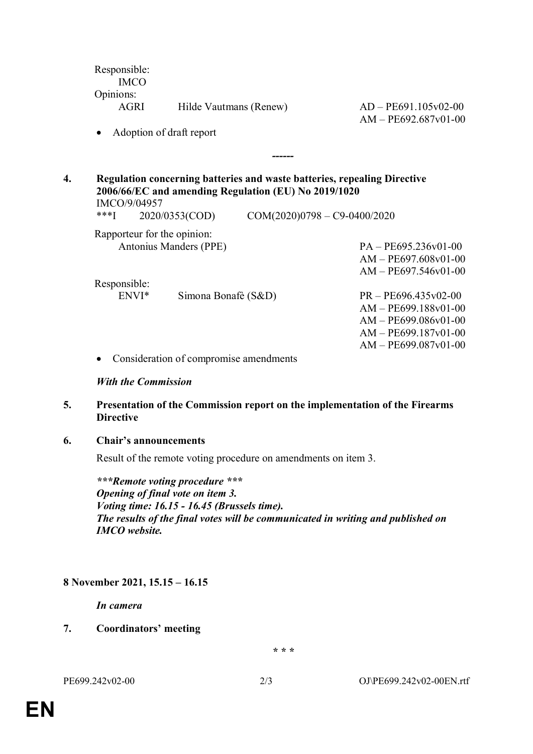Responsible:
IMCO
Opinions:

| AGRI | Hilde Vautmans (Renew) | AD – PE691.105v02-00 AM – PE692.687v01-00 |
|---|---|---|

- Adoption of draft report

------

**4. Regulation concerning batteries and waste batteries, repealing Directive 2006/66/EC and amending Regulation (EU) No 2019/1020**

IMCO/9/04957

***I 2020/0353(COD) COM(2020)0798 – C9-0400/2020

Rapporteur for the opinion:

| Antonius Manders (PPE) | PA – PE695.236v01-00 AM – PE697.608v01-00 AM – PE697.546v01-00 |
|---|---|

Responsible:

| ENVI* | Simona Bonafè (S&D) | PR – PE696.435v02-00 AM – PE699.188v01-00 AM – PE699.086v01-00 AM – PE699.187v01-00 AM – PE699.087v01-00 |
|---|---|---|

- Consideration of compromise amendments

***With the Commission***

**5. Presentation of the Commission report on the implementation of the Firearms Directive**

**6. Chair's announcements**

Result of the remote voting procedure on amendments on item 3.

***\*\*\*Remote voting procedure \*\*\****
***Opening of final vote on item 3.***
***Voting time: 16.15 - 16.45 (Brussels time).***
***The results of the final votes will be communicated in writing and published on IMCO website.***

**8 November 2021, 15.15 – 16.15**

***In camera***

**7. Coordinators' meeting**

\* \* \*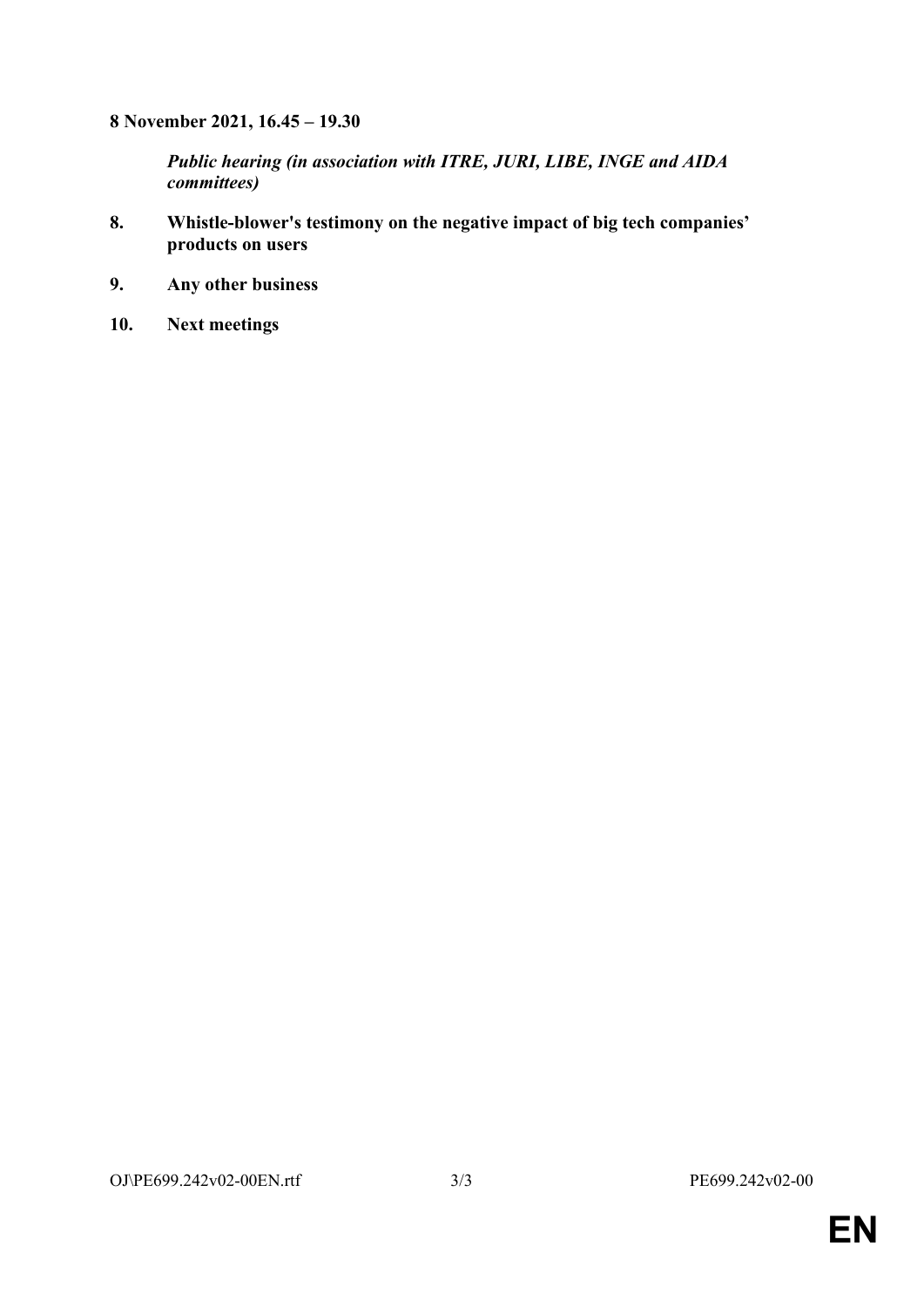**8 November 2021, 16.45 – 19.30**

***Public hearing (in association with ITRE, JURI, LIBE, INGE and AIDA committees)***

8. **Whistle-blower's testimony on the negative impact of big tech companies' products on users**

9. **Any other business**

10. **Next meetings**